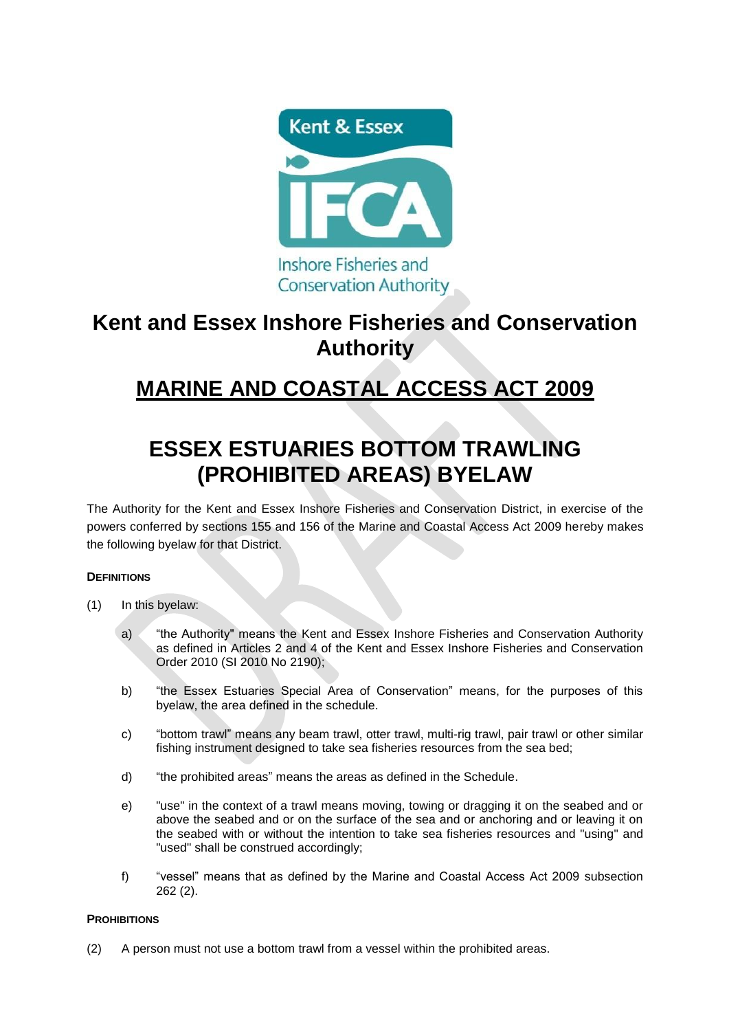# Kent and Essex Inshore Fisheries and Conservation Authority

## MARINE AND COASTAL ACCESS ACT 2009

# ESSEX ESTUARIES BOTTOM TRAWLING (PROHIBITED AREAS) BYELAW

The Authority for the Kent and Essex Inshore Fisheries and Conservation District, in exercise of the powers conferred by sections 155 and 156 of the Marine and Coastal Access Act 2009 hereby makes the following byelaw for that District.

**DEFINITIONS**

(1) In this byelaw:

a) "the Authority" means the Kent and Essex Inshore Fisheries and Conservation Authority as defined in Articles 2 and 4 of the Kent and Essex Inshore Fisheries and Conservation Order 2010 (SI 2010 No 2190);

b) "the Essex Estuaries Special Area of Conservation" means, for the purposes of this byelaw, the area defined in the schedule.

c) "bottom trawl" means any beam trawl, otter trawl, multi-rig trawl, pair trawl or other similar fishing instrument designed to take sea fisheries resources from the sea bed;

d) "the prohibited areas" means the areas as defined in the Schedule.

e) "use" in the context of a trawl means moving, towing or dragging it on the seabed and or above the seabed and or on the surface of the sea and or anchoring and or leaving it on the seabed with or without the intention to take sea fisheries resources and "using" and "used" shall be construed accordingly;

f) "vessel" means that as defined by the Marine and Coastal Access Act 2009 subsection 262 (2).

**PROHIBITIONS**

(2) A person must not use a bottom trawl from a vessel within the prohibited areas.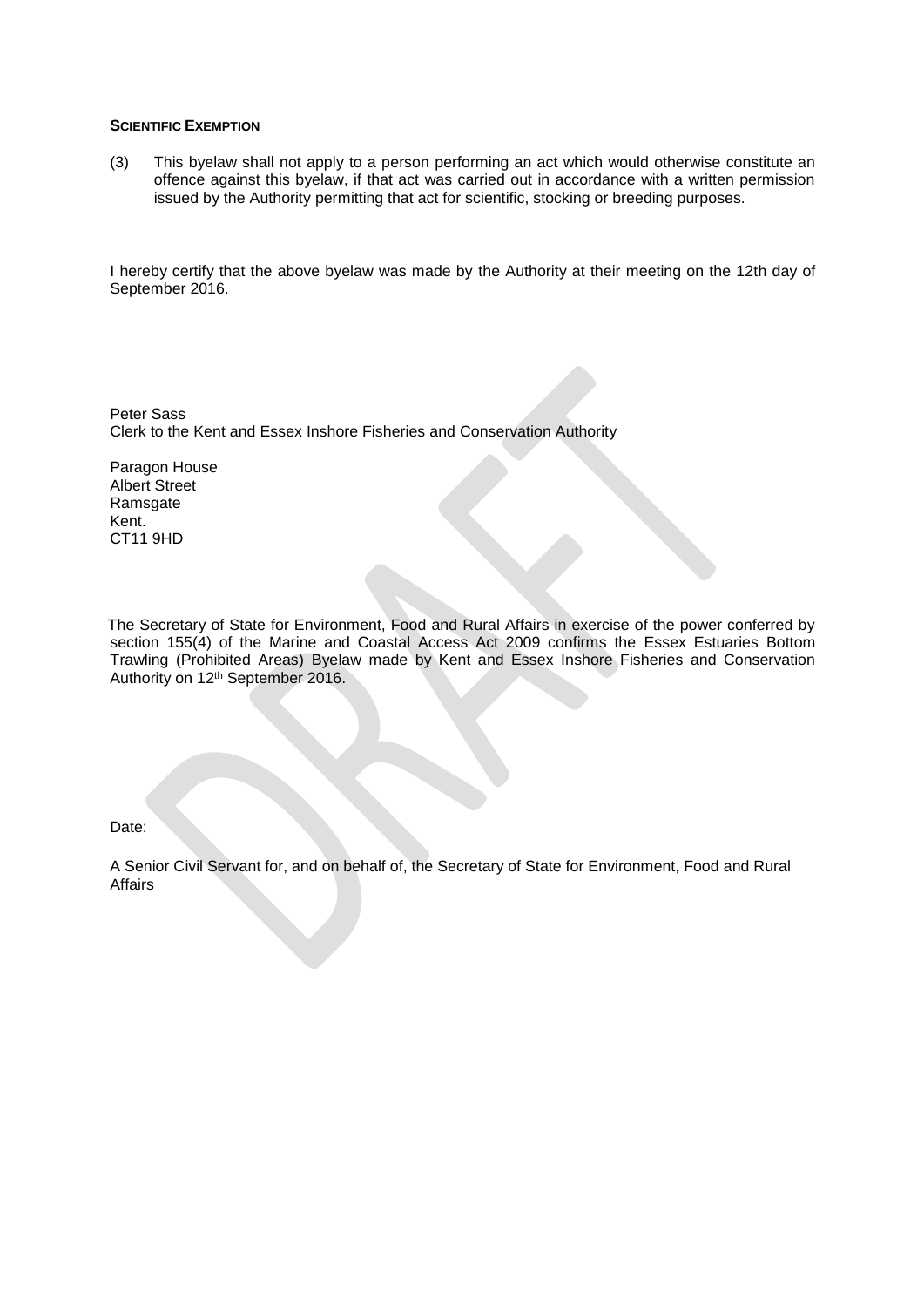**SCIENTIFIC EXEMPTION**

(3) This byelaw shall not apply to a person performing an act which would otherwise constitute an offence against this byelaw, if that act was carried out in accordance with a written permission issued by the Authority permitting that act for scientific, stocking or breeding purposes.

I hereby certify that the above byelaw was made by the Authority at their meeting on the 12th day of September 2016.

Peter Sass
Clerk to the Kent and Essex Inshore Fisheries and Conservation Authority

Paragon House
Albert Street
Ramsgate
Kent.
CT11 9HD

The Secretary of State for Environment, Food and Rural Affairs in exercise of the power conferred by section 155(4) of the Marine and Coastal Access Act 2009 confirms the Essex Estuaries Bottom Trawling (Prohibited Areas) Byelaw made by Kent and Essex Inshore Fisheries and Conservation Authority on 12th September 2016.

Date:

A Senior Civil Servant for, and on behalf of, the Secretary of State for Environment, Food and Rural Affairs

DRAFT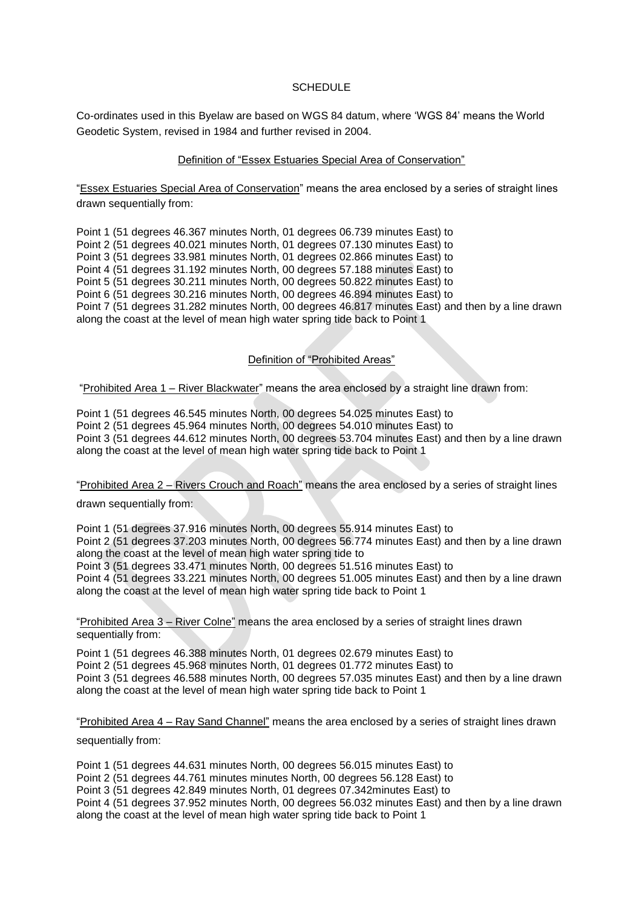## SCHEDULE

Co-ordinates used in this Byelaw are based on WGS 84 datum, where 'WGS 84' means the World Geodetic System, revised in 1984 and further revised in 2004.

### Definition of "Essex Estuaries Special Area of Conservation"

"Essex Estuaries Special Area of Conservation" means the area enclosed by a series of straight lines drawn sequentially from:

Point 1 (51 degrees 46.367 minutes North, 01 degrees 06.739 minutes East) to
Point 2 (51 degrees 40.021 minutes North, 01 degrees 07.130 minutes East) to
Point 3 (51 degrees 33.981 minutes North, 01 degrees 02.866 minutes East) to
Point 4 (51 degrees 31.192 minutes North, 00 degrees 57.188 minutes East) to
Point 5 (51 degrees 30.211 minutes North, 00 degrees 50.822 minutes East) to
Point 6 (51 degrees 30.216 minutes North, 00 degrees 46.894 minutes East) to
Point 7 (51 degrees 31.282 minutes North, 00 degrees 46.817 minutes East) and then by a line drawn along the coast at the level of mean high water spring tide back to Point 1

### Definition of "Prohibited Areas"

"Prohibited Area 1 – River Blackwater" means the area enclosed by a straight line drawn from:

Point 1 (51 degrees 46.545 minutes North, 00 degrees 54.025 minutes East) to
Point 2 (51 degrees 45.964 minutes North, 00 degrees 54.010 minutes East) to
Point 3 (51 degrees 44.612 minutes North, 00 degrees 53.704 minutes East) and then by a line drawn along the coast at the level of mean high water spring tide back to Point 1

"Prohibited Area 2 – Rivers Crouch and Roach" means the area enclosed by a series of straight lines drawn sequentially from:

Point 1 (51 degrees 37.916 minutes North, 00 degrees 55.914 minutes East) to
Point 2 (51 degrees 37.203 minutes North, 00 degrees 56.774 minutes East) and then by a line drawn along the coast at the level of mean high water spring tide to
Point 3 (51 degrees 33.471 minutes North, 00 degrees 51.516 minutes East) to
Point 4 (51 degrees 33.221 minutes North, 00 degrees 51.005 minutes East) and then by a line drawn along the coast at the level of mean high water spring tide back to Point 1

"Prohibited Area 3 – River Colne" means the area enclosed by a series of straight lines drawn sequentially from:

Point 1 (51 degrees 46.388 minutes North, 01 degrees 02.679 minutes East) to
Point 2 (51 degrees 45.968 minutes North, 01 degrees 01.772 minutes East) to
Point 3 (51 degrees 46.588 minutes North, 00 degrees 57.035 minutes East) and then by a line drawn along the coast at the level of mean high water spring tide back to Point 1

"Prohibited Area 4 – Ray Sand Channel" means the area enclosed by a series of straight lines drawn sequentially from:

Point 1 (51 degrees 44.631 minutes North, 00 degrees 56.015 minutes East) to
Point 2 (51 degrees 44.761 minutes minutes North, 00 degrees 56.128 East) to
Point 3 (51 degrees 42.849 minutes North, 01 degrees 07.342minutes East) to
Point 4 (51 degrees 37.952 minutes North, 00 degrees 56.032 minutes East) and then by a line drawn along the coast at the level of mean high water spring tide back to Point 1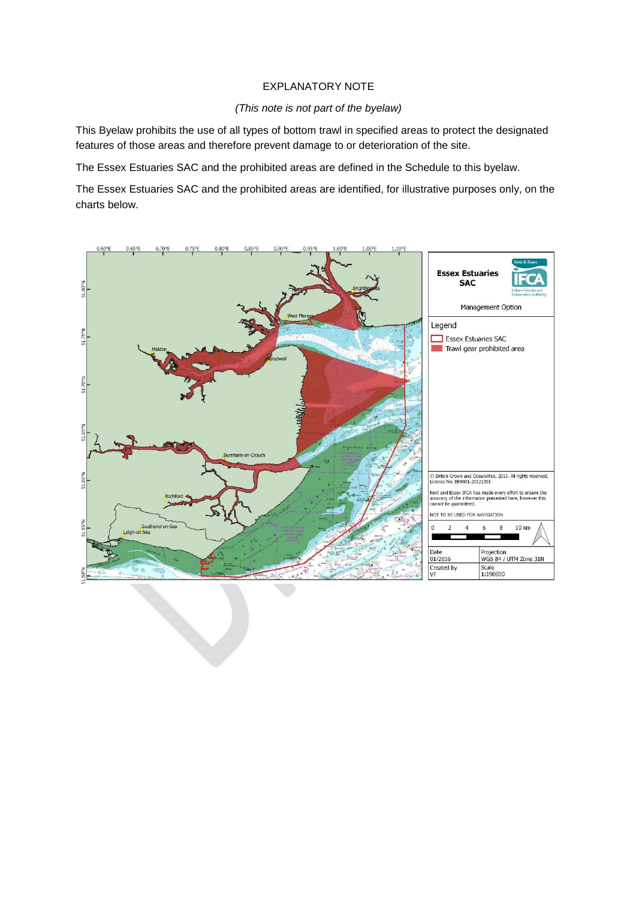EXPLANATORY NOTE

*(This note is not part of the byelaw)*

This Byelaw prohibits the use of all types of bottom trawl in specified areas to protect the designated features of those areas and therefore prevent damage to or deterioration of the site.

The Essex Estuaries SAC and the prohibited areas are defined in the Schedule to this byelaw.

The Essex Estuaries SAC and the prohibited areas are identified, for illustrative purposes only, on the charts below.

0.60°E
0.65°E
0.70°E
0.75°E
0.80°E
0.85°E
0.90°E
0.95°E
1.00°E
1.05°E
1.10°E

51.80°N
51.75°N
51.70°N
51.65°N
51.60°N
51.55°N
51.50°N

Brightlingsea
West Mersea
Maldon
Bradwell
Burnham-on-Crouch
Rochford
Southend-on-Sea
Leigh-on-Sea

**Essex Estuaries SAC**

Kent & Essex IFCA
Inshore Fisheries and Conservation Authority

Management Option

Legend
Essex Estuaries SAC
Trawl gear prohibited area

© British Crown and OceanWise, 2015. All rights reserved. Licence No. EK0001-20121201

Kent and Essex IFCA has made every effort to ensure the accuracy of the information presented here, however this cannot be guaranteed.

NOT TO BE USED FOR NAVIGATION

0 2 4 6 8 10 km

Date
01/2016

Projection
WGS 84 / UTM Zone 31N

Created by
VF

Scale
1:190000